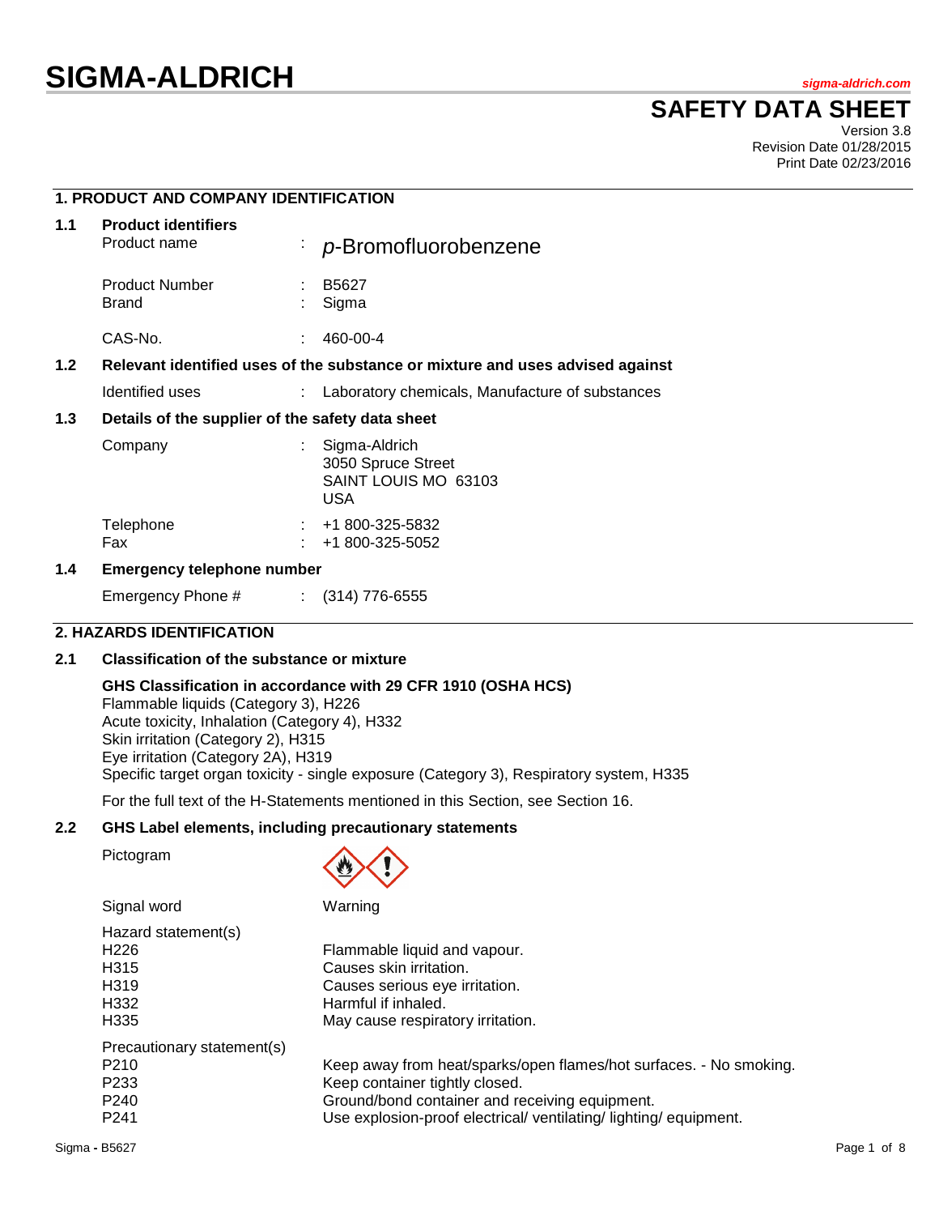# SIGMA-ALDRICH

sigma-aldrich.com

## SAFETY DATA SHEET

Version 3.8
Revision Date 01/28/2015
Print Date 02/23/2016

### 1. PRODUCT AND COMPANY IDENTIFICATION

**1.1 Product identifiers**

| | | |
|---|---|---|
| Product name | : | *p*-Bromofluorobenzene |
| Product Number | : | B5627 |
| Brand | : | Sigma |
| CAS-No. | : | 460-00-4 |

**1.2 Relevant identified uses of the substance or mixture and uses advised against**

| | | |
|---|---|---|
| Identified uses | : | Laboratory chemicals, Manufacture of substances |

**1.3 Details of the supplier of the safety data sheet**

| | | |
|---|---|---|
| Company | : | Sigma-Aldrich<br>3050 Spruce Street<br>SAINT LOUIS MO 63103<br>USA |
| Telephone | : | +1 800-325-5832 |
| Fax | : | +1 800-325-5052 |

**1.4 Emergency telephone number**

| | | |
|---|---|---|
| Emergency Phone # | : | (314) 776-6555 |

### 2. HAZARDS IDENTIFICATION

**2.1 Classification of the substance or mixture**

**GHS Classification in accordance with 29 CFR 1910 (OSHA HCS)**

Flammable liquids (Category 3), H226
Acute toxicity, Inhalation (Category 4), H332
Skin irritation (Category 2), H315
Eye irritation (Category 2A), H319
Specific target organ toxicity - single exposure (Category 3), Respiratory system, H335

For the full text of the H-Statements mentioned in this Section, see Section 16.

**2.2 GHS Label elements, including precautionary statements**

Pictogram

Signal word: Warning

Hazard statement(s)

| | |
|---|---|
| H226 | Flammable liquid and vapour. |
| H315 | Causes skin irritation. |
| H319 | Causes serious eye irritation. |
| H332 | Harmful if inhaled. |
| H335 | May cause respiratory irritation. |

Precautionary statement(s)

| | |
|---|---|
| P210 | Keep away from heat/sparks/open flames/hot surfaces. - No smoking. |
| P233 | Keep container tightly closed. |
| P240 | Ground/bond container and receiving equipment. |
| P241 | Use explosion-proof electrical/ ventilating/ lighting/ equipment. |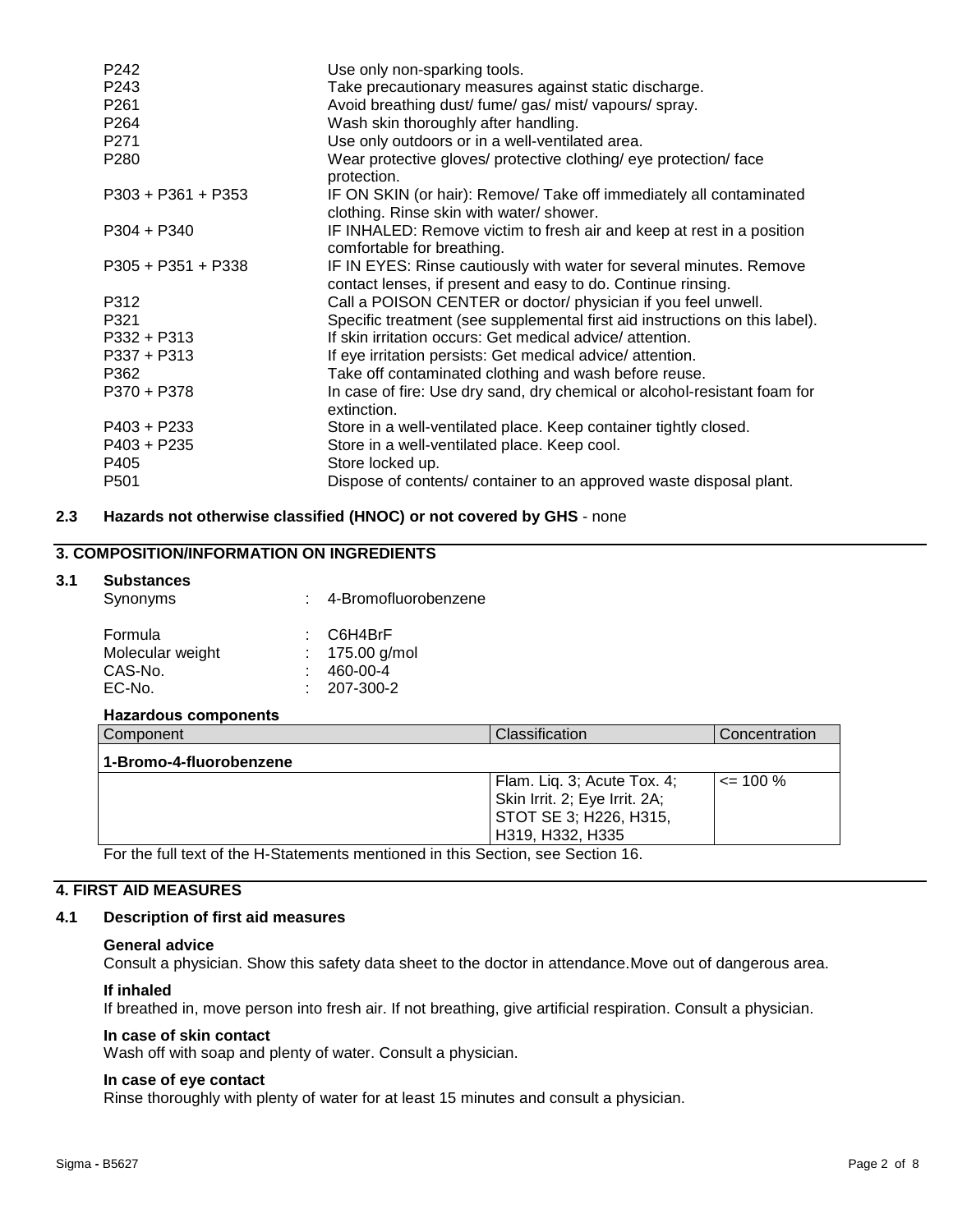| | |
|---|---|
| P242 | Use only non-sparking tools. |
| P243 | Take precautionary measures against static discharge. |
| P261 | Avoid breathing dust/ fume/ gas/ mist/ vapours/ spray. |
| P264 | Wash skin thoroughly after handling. |
| P271 | Use only outdoors or in a well-ventilated area. |
| P280 | Wear protective gloves/ protective clothing/ eye protection/ face protection. |
| P303 + P361 + P353 | IF ON SKIN (or hair): Remove/ Take off immediately all contaminated clothing. Rinse skin with water/ shower. |
| P304 + P340 | IF INHALED: Remove victim to fresh air and keep at rest in a position comfortable for breathing. |
| P305 + P351 + P338 | IF IN EYES: Rinse cautiously with water for several minutes. Remove contact lenses, if present and easy to do. Continue rinsing. |
| P312 | Call a POISON CENTER or doctor/ physician if you feel unwell. |
| P321 | Specific treatment (see supplemental first aid instructions on this label). |
| P332 + P313 | If skin irritation occurs: Get medical advice/ attention. |
| P337 + P313 | If eye irritation persists: Get medical advice/ attention. |
| P362 | Take off contaminated clothing and wash before reuse. |
| P370 + P378 | In case of fire: Use dry sand, dry chemical or alcohol-resistant foam for extinction. |
| P403 + P233 | Store in a well-ventilated place. Keep container tightly closed. |
| P403 + P235 | Store in a well-ventilated place. Keep cool. |
| P405 | Store locked up. |
| P501 | Dispose of contents/ container to an approved waste disposal plant. |

### 2.3 Hazards not otherwise classified (HNOC) or not covered by GHS - none

## 3. COMPOSITION/INFORMATION ON INGREDIENTS

### 3.1 Substances

Synonyms : 4-Bromofluorobenzene

Formula : $C_6H_4BrF$
Molecular weight : 175.00 g/mol
CAS-No. : 460-00-4
EC-No. : 207-300-2

**Hazardous components**

| Component | Classification | Concentration |
|---|---|---|
| **1-Bromo-4-fluorobenzene** | | |
| | Flam. Liq. 3; Acute Tox. 4; Skin Irrit. 2; Eye Irrit. 2A; STOT SE 3; H226, H315, H319, H332, H335 | <= 100 % |

For the full text of the H-Statements mentioned in this Section, see Section 16.

## 4. FIRST AID MEASURES

### 4.1 Description of first aid measures

**General advice**
Consult a physician. Show this safety data sheet to the doctor in attendance.Move out of dangerous area.

**If inhaled**
If breathed in, move person into fresh air. If not breathing, give artificial respiration. Consult a physician.

**In case of skin contact**
Wash off with soap and plenty of water. Consult a physician.

**In case of eye contact**
Rinse thoroughly with plenty of water for at least 15 minutes and consult a physician.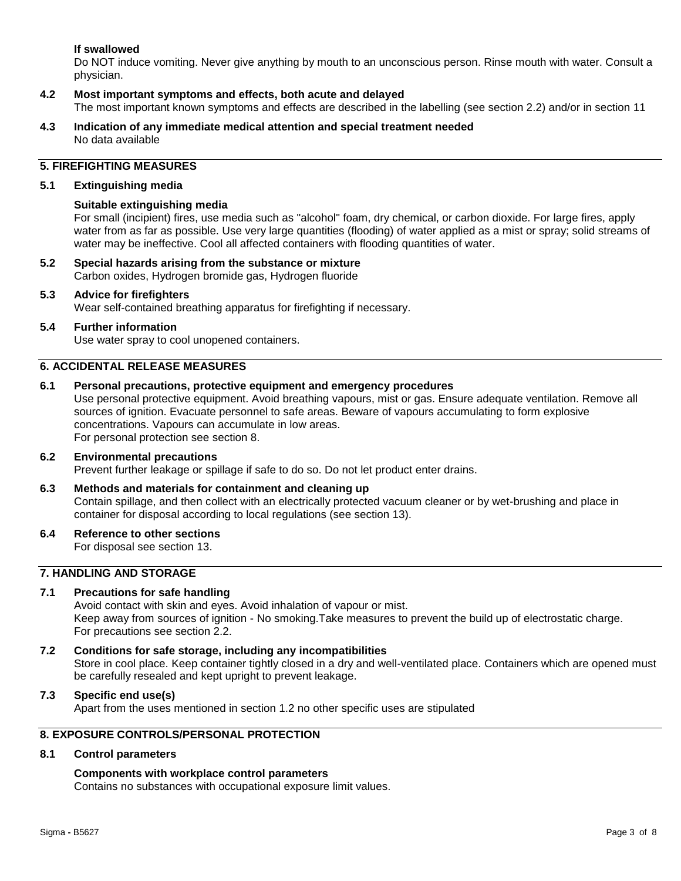**If swallowed**

Do NOT induce vomiting. Never give anything by mouth to an unconscious person. Rinse mouth with water. Consult a physician.

**4.2 Most important symptoms and effects, both acute and delayed**

The most important known symptoms and effects are described in the labelling (see section 2.2) and/or in section 11

**4.3 Indication of any immediate medical attention and special treatment needed**

No data available

## 5. FIREFIGHTING MEASURES

**5.1 Extinguishing media**

**Suitable extinguishing media**

For small (incipient) fires, use media such as "alcohol" foam, dry chemical, or carbon dioxide. For large fires, apply water from as far as possible. Use very large quantities (flooding) of water applied as a mist or spray; solid streams of water may be ineffective. Cool all affected containers with flooding quantities of water.

**5.2 Special hazards arising from the substance or mixture**

Carbon oxides, Hydrogen bromide gas, Hydrogen fluoride

**5.3 Advice for firefighters**

Wear self-contained breathing apparatus for firefighting if necessary.

**5.4 Further information**

Use water spray to cool unopened containers.

## 6. ACCIDENTAL RELEASE MEASURES

**6.1 Personal precautions, protective equipment and emergency procedures**

Use personal protective equipment. Avoid breathing vapours, mist or gas. Ensure adequate ventilation. Remove all sources of ignition. Evacuate personnel to safe areas. Beware of vapours accumulating to form explosive concentrations. Vapours can accumulate in low areas.
For personal protection see section 8.

**6.2 Environmental precautions**

Prevent further leakage or spillage if safe to do so. Do not let product enter drains.

**6.3 Methods and materials for containment and cleaning up**

Contain spillage, and then collect with an electrically protected vacuum cleaner or by wet-brushing and place in container for disposal according to local regulations (see section 13).

**6.4 Reference to other sections**

For disposal see section 13.

## 7. HANDLING AND STORAGE

**7.1 Precautions for safe handling**

Avoid contact with skin and eyes. Avoid inhalation of vapour or mist.
Keep away from sources of ignition - No smoking.Take measures to prevent the build up of electrostatic charge.
For precautions see section 2.2.

**7.2 Conditions for safe storage, including any incompatibilities**

Store in cool place. Keep container tightly closed in a dry and well-ventilated place. Containers which are opened must be carefully resealed and kept upright to prevent leakage.

**7.3 Specific end use(s)**

Apart from the uses mentioned in section 1.2 no other specific uses are stipulated

## 8. EXPOSURE CONTROLS/PERSONAL PROTECTION

**8.1 Control parameters**

**Components with workplace control parameters**

Contains no substances with occupational exposure limit values.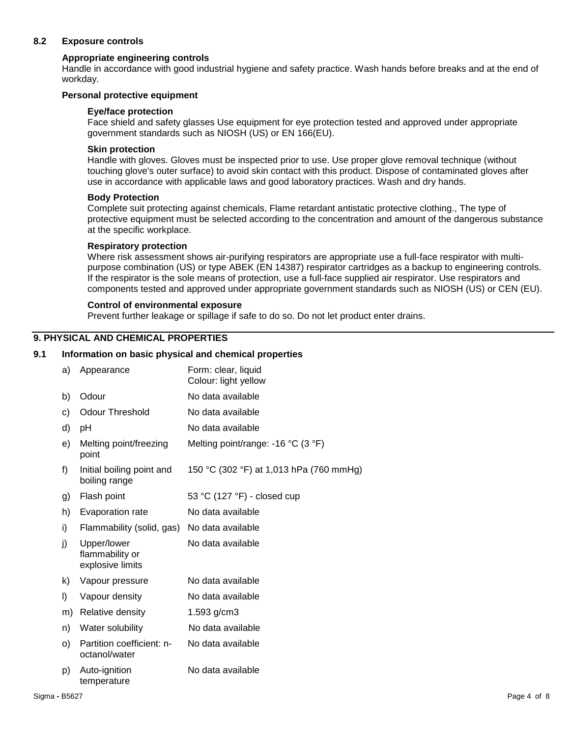## 8.2 Exposure controls

**Appropriate engineering controls**

Handle in accordance with good industrial hygiene and safety practice. Wash hands before breaks and at the end of workday.

**Personal protective equipment**

**Eye/face protection**

Face shield and safety glasses Use equipment for eye protection tested and approved under appropriate government standards such as NIOSH (US) or EN 166(EU).

**Skin protection**

Handle with gloves. Gloves must be inspected prior to use. Use proper glove removal technique (without touching glove's outer surface) to avoid skin contact with this product. Dispose of contaminated gloves after use in accordance with applicable laws and good laboratory practices. Wash and dry hands.

**Body Protection**

Complete suit protecting against chemicals, Flame retardant antistatic protective clothing., The type of protective equipment must be selected according to the concentration and amount of the dangerous substance at the specific workplace.

**Respiratory protection**

Where risk assessment shows air-purifying respirators are appropriate use a full-face respirator with multi-purpose combination (US) or type ABEK (EN 14387) respirator cartridges as a backup to engineering controls. If the respirator is the sole means of protection, use a full-face supplied air respirator. Use respirators and components tested and approved under appropriate government standards such as NIOSH (US) or CEN (EU).

**Control of environmental exposure**

Prevent further leakage or spillage if safe to do so. Do not let product enter drains.

# 9. PHYSICAL AND CHEMICAL PROPERTIES

## 9.1 Information on basic physical and chemical properties

| | Property | Value |
|---|---|---|
| a) | Appearance | Form: clear, liquid<br>Colour: light yellow |
| b) | Odour | No data available |
| c) | Odour Threshold | No data available |
| d) | pH | No data available |
| e) | Melting point/freezing point | Melting point/range: -16 °C (3 °F) |
| f) | Initial boiling point and boiling range | 150 °C (302 °F) at 1,013 hPa (760 mmHg) |
| g) | Flash point | 53 °C (127 °F) - closed cup |
| h) | Evaporation rate | No data available |
| i) | Flammability (solid, gas) | No data available |
| j) | Upper/lower flammability or explosive limits | No data available |
| k) | Vapour pressure | No data available |
| l) | Vapour density | No data available |
| m) | Relative density | 1.593 g/cm3 |
| n) | Water solubility | No data available |
| o) | Partition coefficient: n-octanol/water | No data available |
| p) | Auto-ignition temperature | No data available |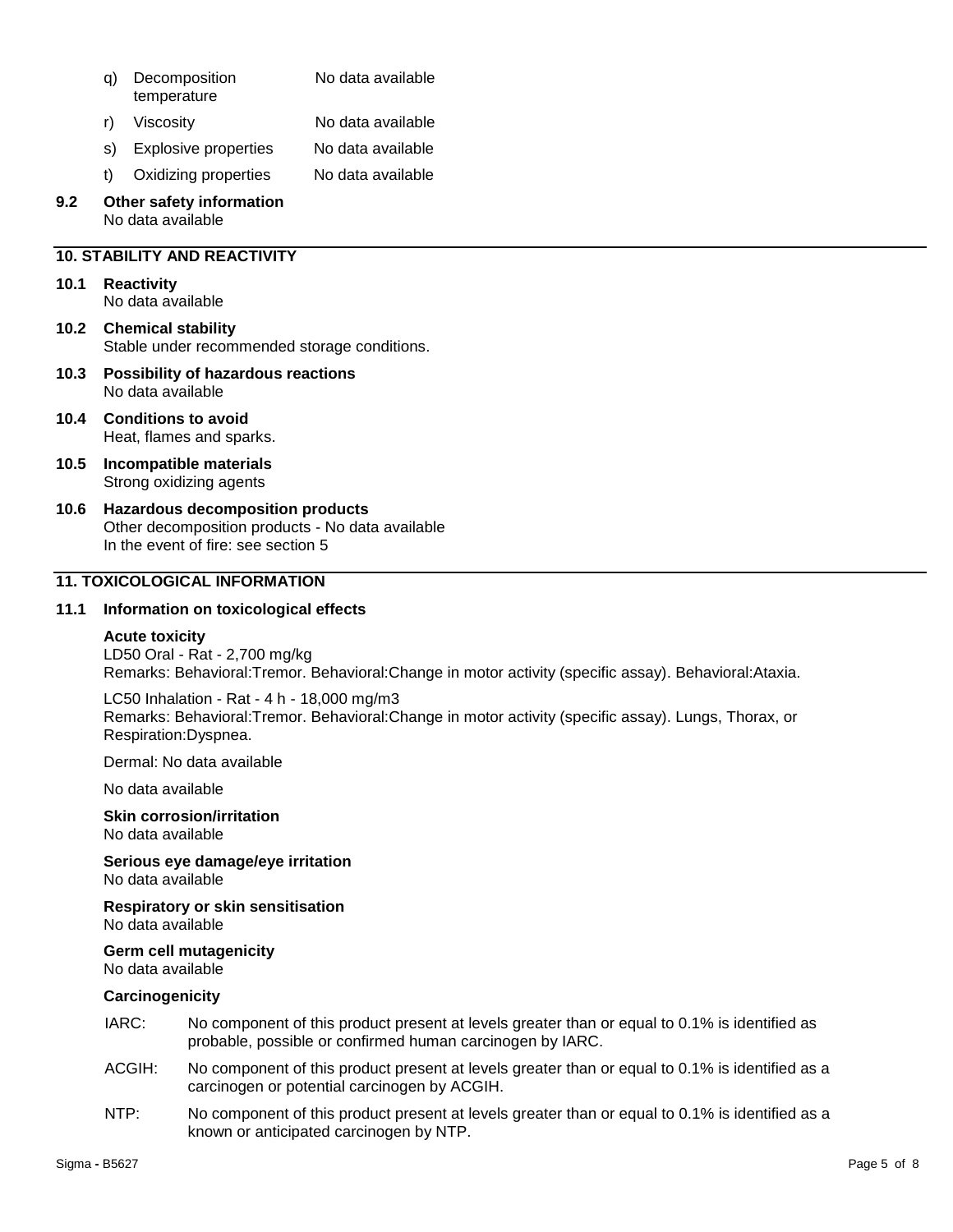| | | |
|---|---|---|
| q) | Decomposition temperature | No data available |
| r) | Viscosity | No data available |
| s) | Explosive properties | No data available |
| t) | Oxidizing properties | No data available |

**9.2 Other safety information**
No data available

## 10. STABILITY AND REACTIVITY

**10.1 Reactivity**
No data available

**10.2 Chemical stability**
Stable under recommended storage conditions.

**10.3 Possibility of hazardous reactions**
No data available

**10.4 Conditions to avoid**
Heat, flames and sparks.

**10.5 Incompatible materials**
Strong oxidizing agents

**10.6 Hazardous decomposition products**
Other decomposition products - No data available
In the event of fire: see section 5

## 11. TOXICOLOGICAL INFORMATION

**11.1 Information on toxicological effects**

**Acute toxicity**
LD50 Oral - Rat - 2,700 mg/kg
Remarks: Behavioral:Tremor. Behavioral:Change in motor activity (specific assay). Behavioral:Ataxia.

LC50 Inhalation - Rat - 4 h - 18,000 mg/m3
Remarks: Behavioral:Tremor. Behavioral:Change in motor activity (specific assay). Lungs, Thorax, or Respiration:Dyspnea.

Dermal: No data available

No data available

**Skin corrosion/irritation**
No data available

**Serious eye damage/eye irritation**
No data available

**Respiratory or skin sensitisation**
No data available

**Germ cell mutagenicity**
No data available

**Carcinogenicity**

| | |
|---|---|
| IARC: | No component of this product present at levels greater than or equal to 0.1% is identified as probable, possible or confirmed human carcinogen by IARC. |
| ACGIH: | No component of this product present at levels greater than or equal to 0.1% is identified as a carcinogen or potential carcinogen by ACGIH. |
| NTP: | No component of this product present at levels greater than or equal to 0.1% is identified as a known or anticipated carcinogen by NTP. |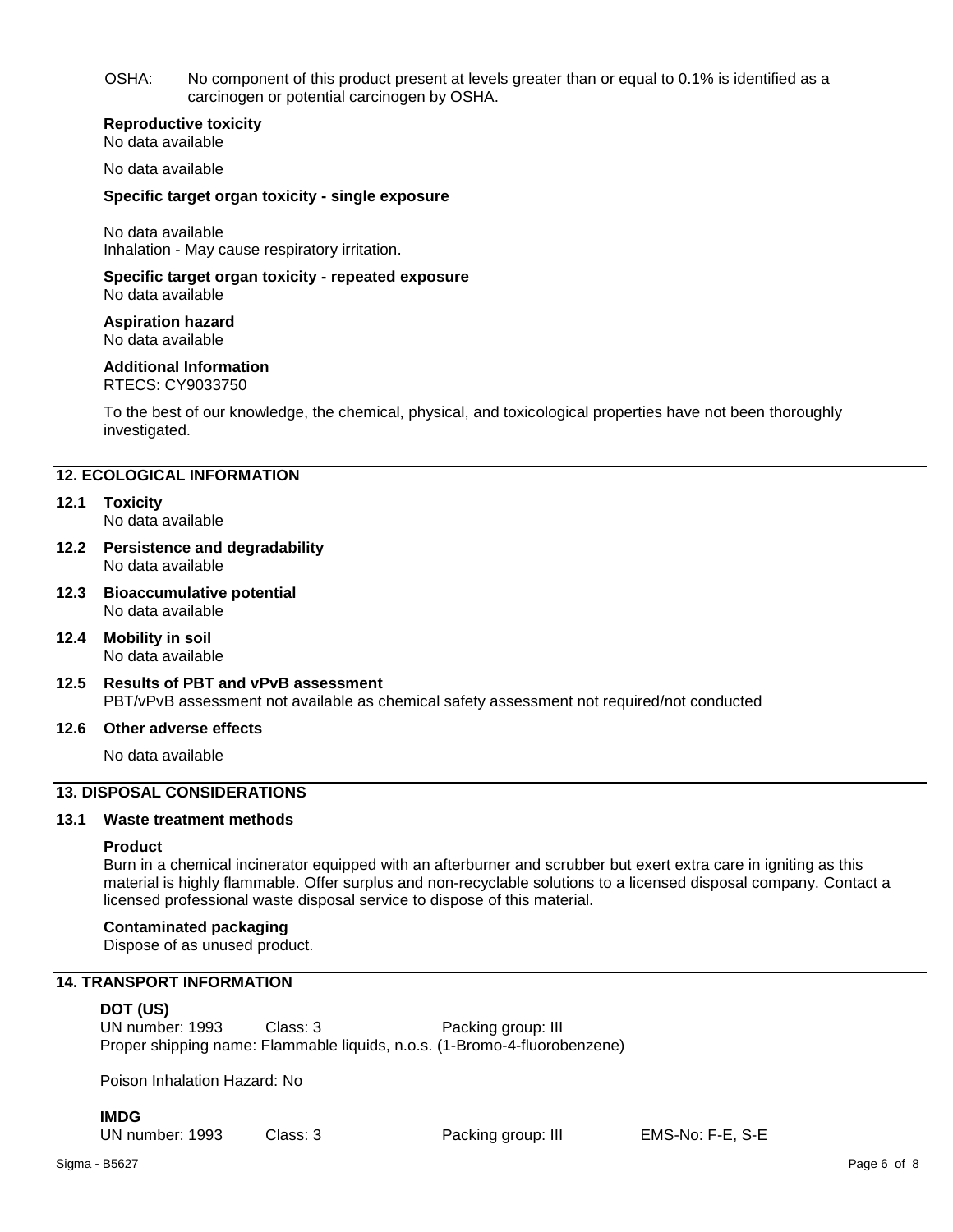OSHA: No component of this product present at levels greater than or equal to 0.1% is identified as a carcinogen or potential carcinogen by OSHA.

**Reproductive toxicity**

No data available

No data available

**Specific target organ toxicity - single exposure**

No data available

Inhalation - May cause respiratory irritation.

**Specific target organ toxicity - repeated exposure**

No data available

**Aspiration hazard**

No data available

**Additional Information**

RTECS: CY9033750

To the best of our knowledge, the chemical, physical, and toxicological properties have not been thoroughly investigated.

## 12. ECOLOGICAL INFORMATION

### 12.1 Toxicity

No data available

### 12.2 Persistence and degradability

No data available

### 12.3 Bioaccumulative potential

No data available

### 12.4 Mobility in soil

No data available

### 12.5 Results of PBT and vPvB assessment

PBT/vPvB assessment not available as chemical safety assessment not required/not conducted

### 12.6 Other adverse effects

No data available

## 13. DISPOSAL CONSIDERATIONS

### 13.1 Waste treatment methods

**Product**

Burn in a chemical incinerator equipped with an afterburner and scrubber but exert extra care in igniting as this material is highly flammable. Offer surplus and non-recyclable solutions to a licensed disposal company. Contact a licensed professional waste disposal service to dispose of this material.

**Contaminated packaging**

Dispose of as unused product.

## 14. TRANSPORT INFORMATION

**DOT (US)**

UN number: 1993 Class: 3 Packing group: III

Proper shipping name: Flammable liquids, n.o.s. (1-Bromo-4-fluorobenzene)

Poison Inhalation Hazard: No

**IMDG**

UN number: 1993 Class: 3 Packing group: III EMS-No: F-E, S-E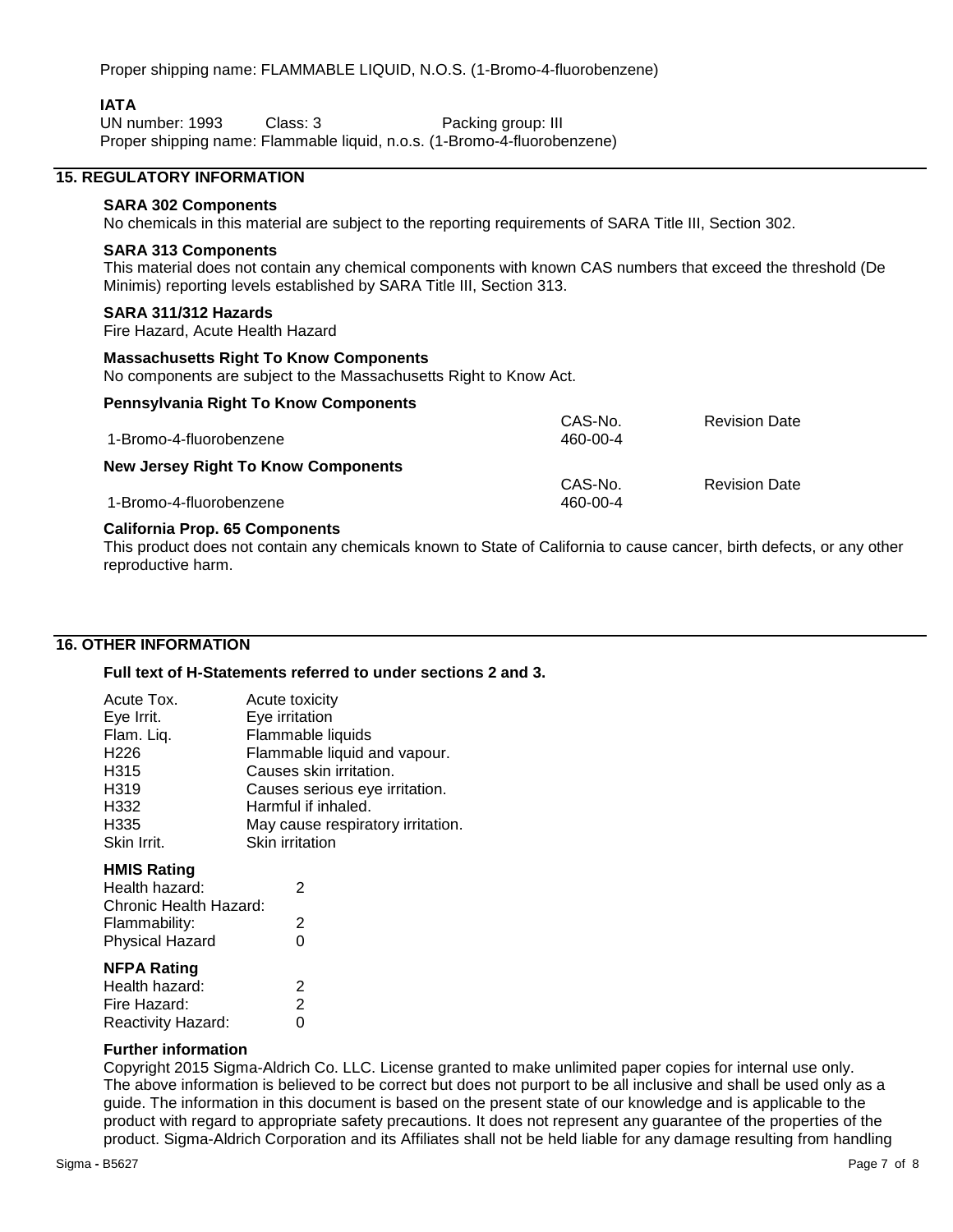Proper shipping name: FLAMMABLE LIQUID, N.O.S. (1-Bromo-4-fluorobenzene)

**IATA**

UN number: 1993 Class: 3 Packing group: III

Proper shipping name: Flammable liquid, n.o.s. (1-Bromo-4-fluorobenzene)

## 15. REGULATORY INFORMATION

**SARA 302 Components**

No chemicals in this material are subject to the reporting requirements of SARA Title III, Section 302.

**SARA 313 Components**

This material does not contain any chemical components with known CAS numbers that exceed the threshold (De Minimis) reporting levels established by SARA Title III, Section 313.

**SARA 311/312 Hazards**

Fire Hazard, Acute Health Hazard

**Massachusetts Right To Know Components**

No components are subject to the Massachusetts Right to Know Act.

**Pennsylvania Right To Know Components**

| | CAS-No. | Revision Date |
|---|---|---|
| 1-Bromo-4-fluorobenzene | 460-00-4 | |

**New Jersey Right To Know Components**

| | CAS-No. | Revision Date |
|---|---|---|
| 1-Bromo-4-fluorobenzene | 460-00-4 | |

**California Prop. 65 Components**

This product does not contain any chemicals known to State of California to cause cancer, birth defects, or any other reproductive harm.

## 16. OTHER INFORMATION

**Full text of H-Statements referred to under sections 2 and 3.**

| | |
|---|---|
| Acute Tox. | Acute toxicity |
| Eye Irrit. | Eye irritation |
| Flam. Liq. | Flammable liquids |
| H226 | Flammable liquid and vapour. |
| H315 | Causes skin irritation. |
| H319 | Causes serious eye irritation. |
| H332 | Harmful if inhaled. |
| H335 | May cause respiratory irritation. |
| Skin Irrit. | Skin irritation |

**HMIS Rating**

| | |
|---|---|
| Health hazard: | 2 |
| Chronic Health Hazard: | |
| Flammability: | 2 |
| Physical Hazard | 0 |

**NFPA Rating**

| | |
|---|---|
| Health hazard: | 2 |
| Fire Hazard: | 2 |
| Reactivity Hazard: | 0 |

**Further information**

Copyright 2015 Sigma-Aldrich Co. LLC. License granted to make unlimited paper copies for internal use only.
The above information is believed to be correct but does not purport to be all inclusive and shall be used only as a guide. The information in this document is based on the present state of our knowledge and is applicable to the product with regard to appropriate safety precautions. It does not represent any guarantee of the properties of the product. Sigma-Aldrich Corporation and its Affiliates shall not be held liable for any damage resulting from handling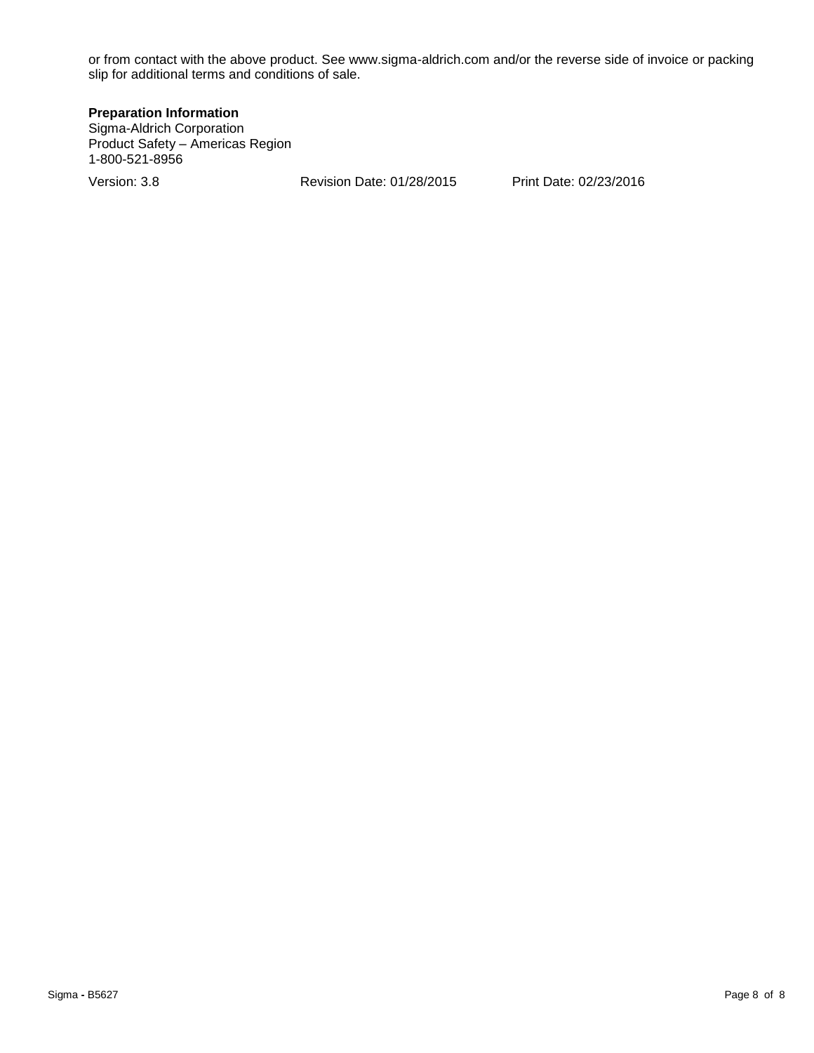or from contact with the above product. See www.sigma-aldrich.com and/or the reverse side of invoice or packing slip for additional terms and conditions of sale.

**Preparation Information**

Sigma-Aldrich Corporation
Product Safety – Americas Region
1-800-521-8956

Version: 3.8 Revision Date: 01/28/2015 Print Date: 02/23/2016